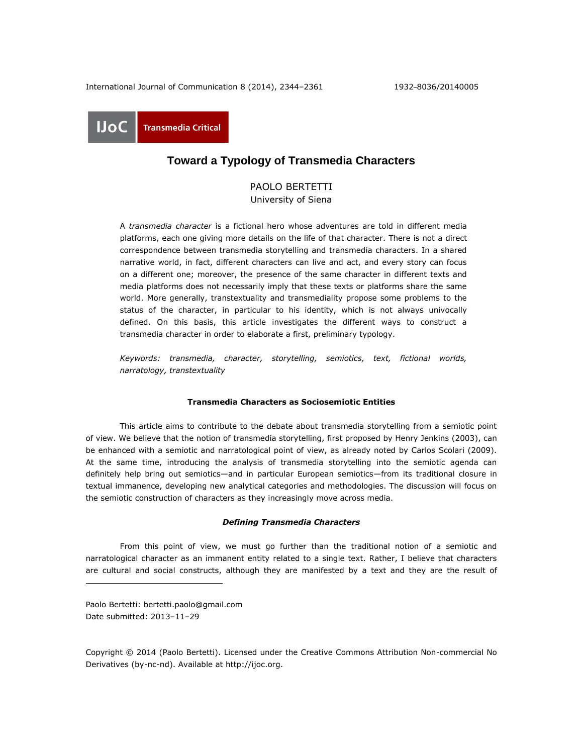IJoC Transmedia Critical

# Toward a Typology of Transmedia Characters

PAOLO BERTETTI
University of Siena

A *transmedia character* is a fictional hero whose adventures are told in different media platforms, each one giving more details on the life of that character. There is not a direct correspondence between transmedia storytelling and transmedia characters. In a shared narrative world, in fact, different characters can live and act, and every story can focus on a different one; moreover, the presence of the same character in different texts and media platforms does not necessarily imply that these texts or platforms share the same world. More generally, transtextuality and transmediality propose some problems to the status of the character, in particular to his identity, which is not always univocally defined. On this basis, this article investigates the different ways to construct a transmedia character in order to elaborate a first, preliminary typology.

*Keywords: transmedia, character, storytelling, semiotics, text, fictional worlds, narratology, transtextuality*

## Transmedia Characters as Sociosemiotic Entities

This article aims to contribute to the debate about transmedia storytelling from a semiotic point of view. We believe that the notion of transmedia storytelling, first proposed by Henry Jenkins (2003), can be enhanced with a semiotic and narratological point of view, as already noted by Carlos Scolari (2009). At the same time, introducing the analysis of transmedia storytelling into the semiotic agenda can definitely help bring out semiotics—and in particular European semiotics—from its traditional closure in textual immanence, developing new analytical categories and methodologies. The discussion will focus on the semiotic construction of characters as they increasingly move across media.

### *Defining Transmedia Characters*

From this point of view, we must go further than the traditional notion of a semiotic and narratological character as an immanent entity related to a single text. Rather, I believe that characters are cultural and social constructs, although they are manifested by a text and they are the result of

---

Paolo Bertetti: bertetti.paolo@gmail.com
Date submitted: 2013–11–29

Copyright © 2014 (Paolo Bertetti). Licensed under the Creative Commons Attribution Non-commercial No Derivatives (by-nc-nd). Available at http://ijoc.org.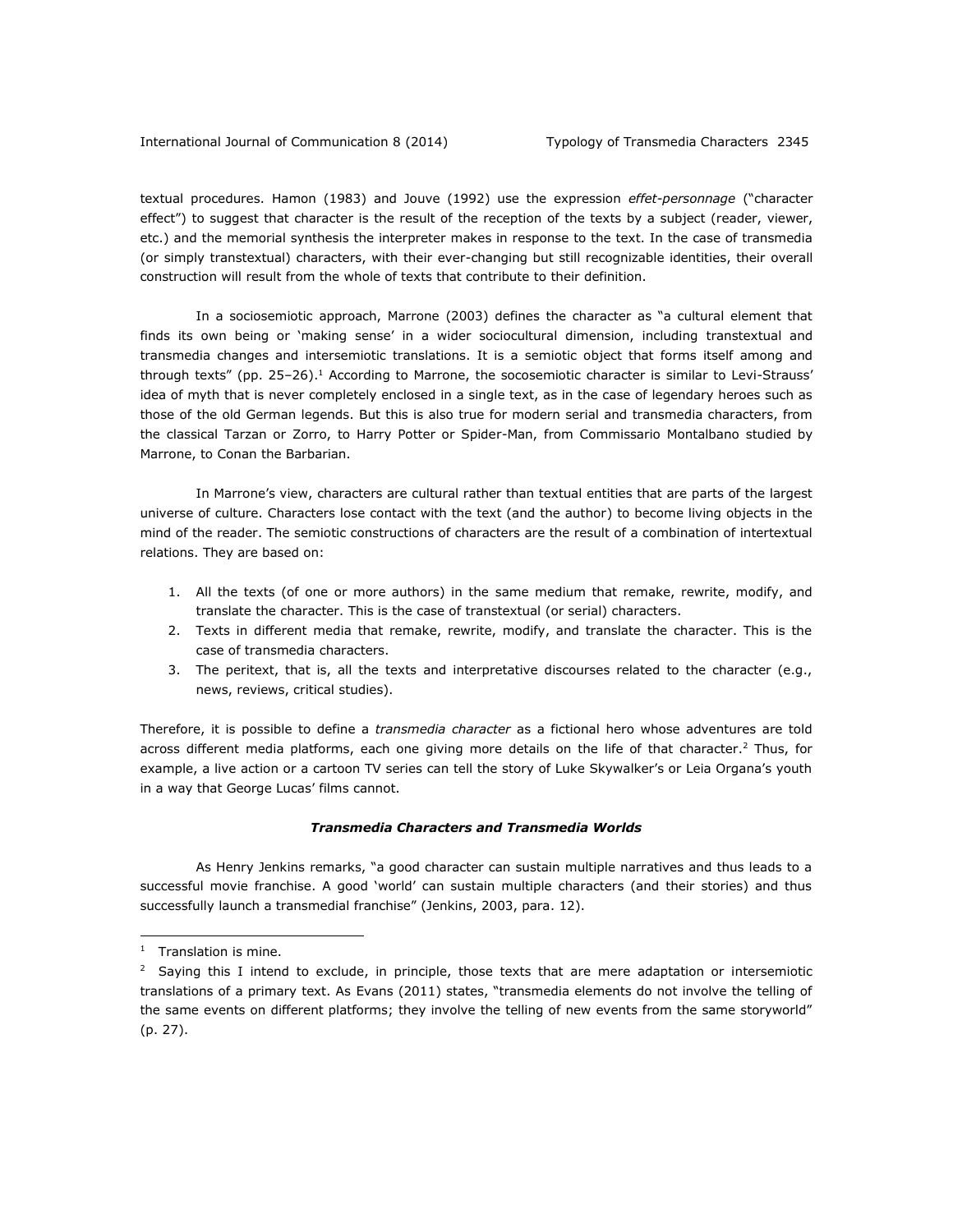textual procedures. Hamon (1983) and Jouve (1992) use the expression *effet-personnage* ("character effect") to suggest that character is the result of the reception of the texts by a subject (reader, viewer, etc.) and the memorial synthesis the interpreter makes in response to the text. In the case of transmedia (or simply transtextual) characters, with their ever-changing but still recognizable identities, their overall construction will result from the whole of texts that contribute to their definition.

In a sociosemiotic approach, Marrone (2003) defines the character as "a cultural element that finds its own being or 'making sense' in a wider sociocultural dimension, including transtextual and transmedia changes and intersemiotic translations. It is a semiotic object that forms itself among and through texts" (pp. 25–26).[1] According to Marrone, the socosemiotic character is similar to Levi-Strauss' idea of myth that is never completely enclosed in a single text, as in the case of legendary heroes such as those of the old German legends. But this is also true for modern serial and transmedia characters, from the classical Tarzan or Zorro, to Harry Potter or Spider-Man, from Commissario Montalbano studied by Marrone, to Conan the Barbarian.

In Marrone's view, characters are cultural rather than textual entities that are parts of the largest universe of culture. Characters lose contact with the text (and the author) to become living objects in the mind of the reader. The semiotic constructions of characters are the result of a combination of intertextual relations. They are based on:

1. All the texts (of one or more authors) in the same medium that remake, rewrite, modify, and translate the character. This is the case of transtextual (or serial) characters.
2. Texts in different media that remake, rewrite, modify, and translate the character. This is the case of transmedia characters.
3. The peritext, that is, all the texts and interpretative discourses related to the character (e.g., news, reviews, critical studies).

Therefore, it is possible to define a *transmedia character* as a fictional hero whose adventures are told across different media platforms, each one giving more details on the life of that character.[2] Thus, for example, a live action or a cartoon TV series can tell the story of Luke Skywalker's or Leia Organa's youth in a way that George Lucas' films cannot.

### ***Transmedia Characters and Transmedia Worlds***

As Henry Jenkins remarks, "a good character can sustain multiple narratives and thus leads to a successful movie franchise. A good 'world' can sustain multiple characters (and their stories) and thus successfully launch a transmedial franchise" (Jenkins, 2003, para. 12).

---

[1] Translation is mine.

[2] Saying this I intend to exclude, in principle, those texts that are mere adaptation or intersemiotic translations of a primary text. As Evans (2011) states, "transmedia elements do not involve the telling of the same events on different platforms; they involve the telling of new events from the same storyworld" (p. 27).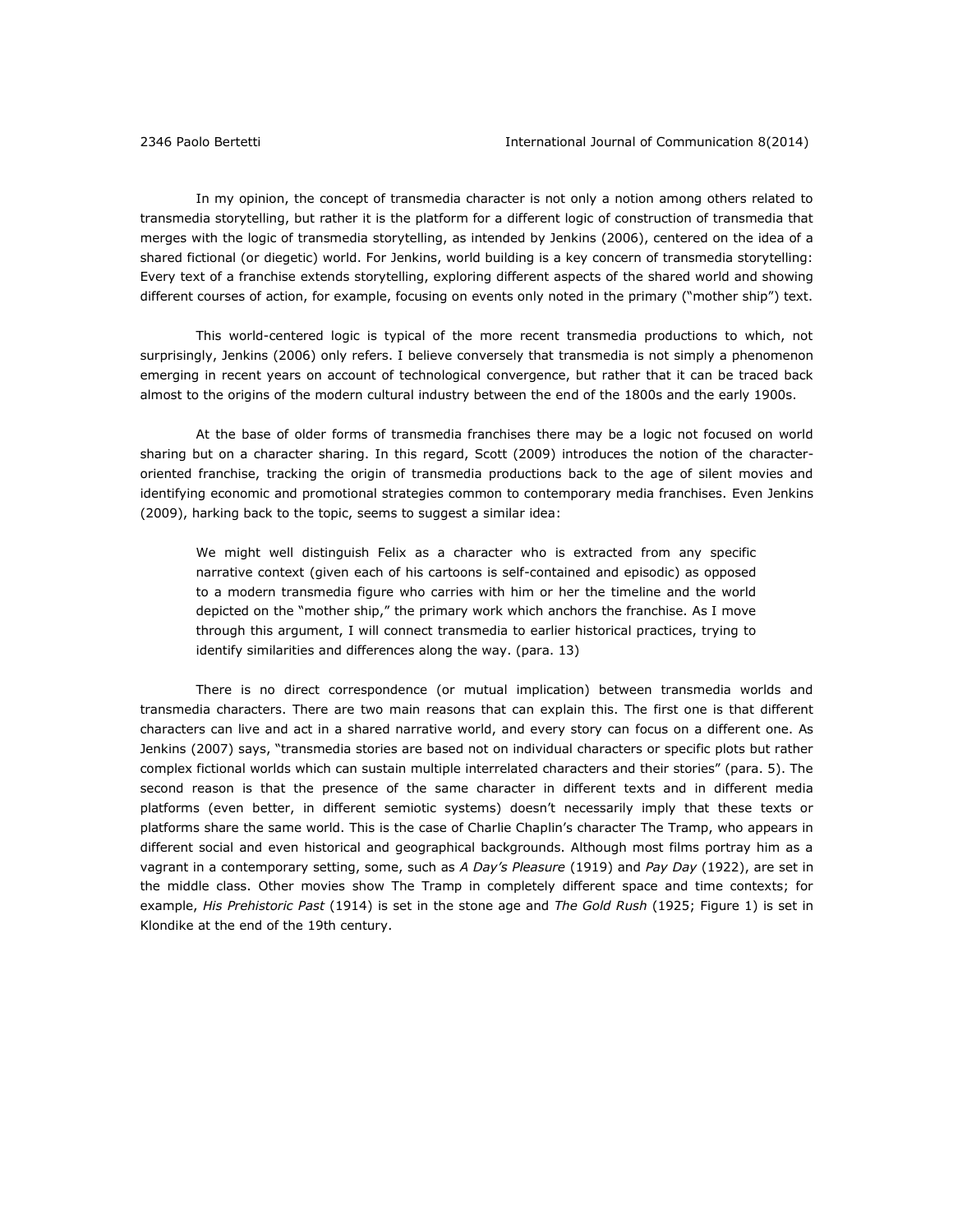In my opinion, the concept of transmedia character is not only a notion among others related to transmedia storytelling, but rather it is the platform for a different logic of construction of transmedia that merges with the logic of transmedia storytelling, as intended by Jenkins (2006), centered on the idea of a shared fictional (or diegetic) world. For Jenkins, world building is a key concern of transmedia storytelling: Every text of a franchise extends storytelling, exploring different aspects of the shared world and showing different courses of action, for example, focusing on events only noted in the primary ("mother ship") text.

This world-centered logic is typical of the more recent transmedia productions to which, not surprisingly, Jenkins (2006) only refers. I believe conversely that transmedia is not simply a phenomenon emerging in recent years on account of technological convergence, but rather that it can be traced back almost to the origins of the modern cultural industry between the end of the 1800s and the early 1900s.

At the base of older forms of transmedia franchises there may be a logic not focused on world sharing but on a character sharing. In this regard, Scott (2009) introduces the notion of the character-oriented franchise, tracking the origin of transmedia productions back to the age of silent movies and identifying economic and promotional strategies common to contemporary media franchises. Even Jenkins (2009), harking back to the topic, seems to suggest a similar idea:

> We might well distinguish Felix as a character who is extracted from any specific narrative context (given each of his cartoons is self-contained and episodic) as opposed to a modern transmedia figure who carries with him or her the timeline and the world depicted on the "mother ship," the primary work which anchors the franchise. As I move through this argument, I will connect transmedia to earlier historical practices, trying to identify similarities and differences along the way. (para. 13)

There is no direct correspondence (or mutual implication) between transmedia worlds and transmedia characters. There are two main reasons that can explain this. The first one is that different characters can live and act in a shared narrative world, and every story can focus on a different one. As Jenkins (2007) says, "transmedia stories are based not on individual characters or specific plots but rather complex fictional worlds which can sustain multiple interrelated characters and their stories" (para. 5). The second reason is that the presence of the same character in different texts and in different media platforms (even better, in different semiotic systems) doesn't necessarily imply that these texts or platforms share the same world. This is the case of Charlie Chaplin's character The Tramp, who appears in different social and even historical and geographical backgrounds. Although most films portray him as a vagrant in a contemporary setting, some, such as *A Day's Pleasure* (1919) and *Pay Day* (1922), are set in the middle class. Other movies show The Tramp in completely different space and time contexts; for example, *His Prehistoric Past* (1914) is set in the stone age and *The Gold Rush* (1925; Figure 1) is set in Klondike at the end of the 19th century.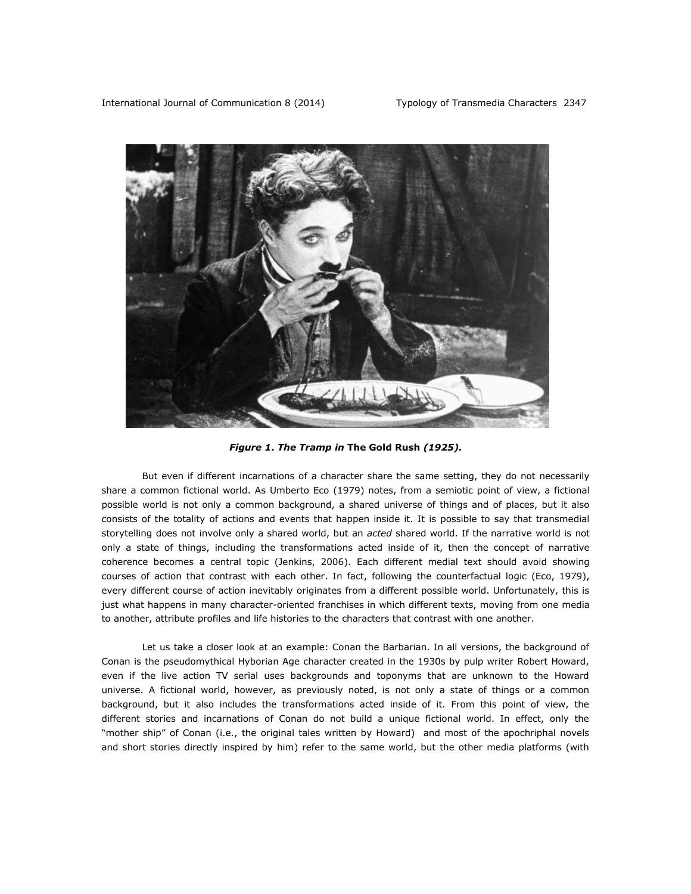*Figure 1. The Tramp in* **The Gold Rush** *(1925).*

But even if different incarnations of a character share the same setting, they do not necessarily share a common fictional world. As Umberto Eco (1979) notes, from a semiotic point of view, a fictional possible world is not only a common background, a shared universe of things and of places, but it also consists of the totality of actions and events that happen inside it. It is possible to say that transmedial storytelling does not involve only a shared world, but an *acted* shared world. If the narrative world is not only a state of things, including the transformations acted inside of it, then the concept of narrative coherence becomes a central topic (Jenkins, 2006). Each different medial text should avoid showing courses of action that contrast with each other. In fact, following the counterfactual logic (Eco, 1979), every different course of action inevitably originates from a different possible world. Unfortunately, this is just what happens in many character-oriented franchises in which different texts, moving from one media to another, attribute profiles and life histories to the characters that contrast with one another.

Let us take a closer look at an example: Conan the Barbarian. In all versions, the background of Conan is the pseudomythical Hyborian Age character created in the 1930s by pulp writer Robert Howard, even if the live action TV serial uses backgrounds and toponyms that are unknown to the Howard universe. A fictional world, however, as previously noted, is not only a state of things or a common background, but it also includes the transformations acted inside of it. From this point of view, the different stories and incarnations of Conan do not build a unique fictional world. In effect, only the "mother ship" of Conan (i.e., the original tales written by Howard) and most of the apochriphal novels and short stories directly inspired by him) refer to the same world, but the other media platforms (with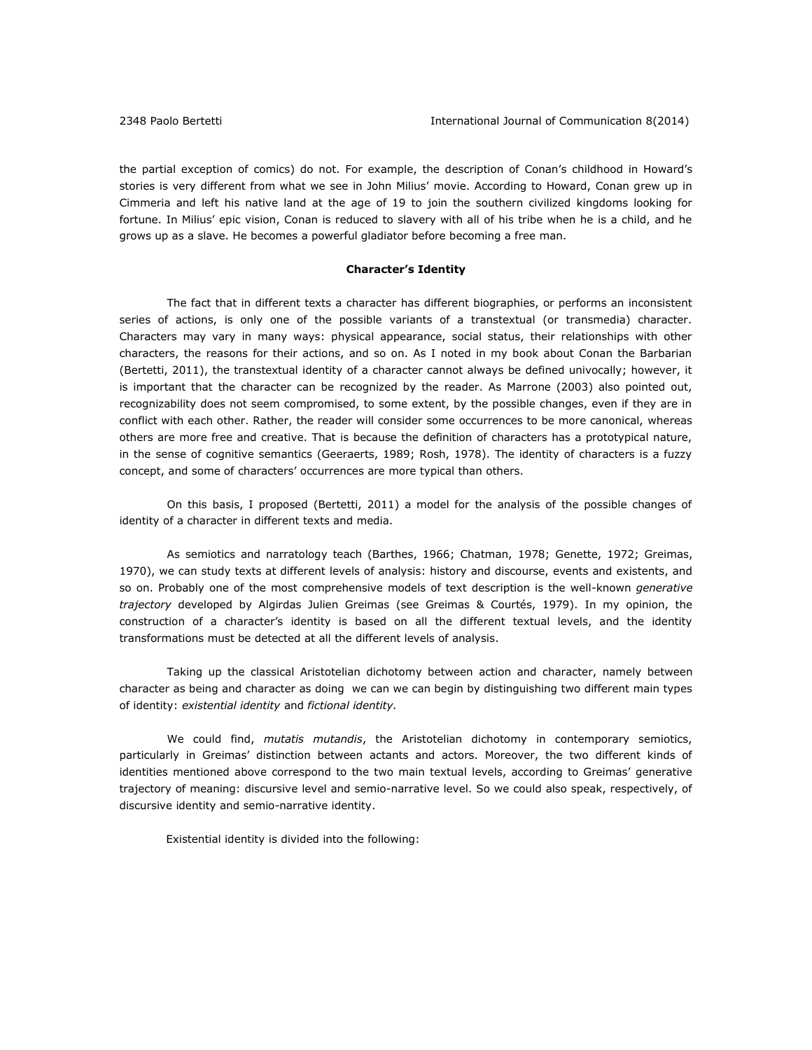the partial exception of comics) do not. For example, the description of Conan's childhood in Howard's stories is very different from what we see in John Milius' movie. According to Howard, Conan grew up in Cimmeria and left his native land at the age of 19 to join the southern civilized kingdoms looking for fortune. In Milius' epic vision, Conan is reduced to slavery with all of his tribe when he is a child, and he grows up as a slave. He becomes a powerful gladiator before becoming a free man.

## Character's Identity

The fact that in different texts a character has different biographies, or performs an inconsistent series of actions, is only one of the possible variants of a transtextual (or transmedia) character. Characters may vary in many ways: physical appearance, social status, their relationships with other characters, the reasons for their actions, and so on. As I noted in my book about Conan the Barbarian (Bertetti, 2011), the transtextual identity of a character cannot always be defined univocally; however, it is important that the character can be recognized by the reader. As Marrone (2003) also pointed out, recognizability does not seem compromised, to some extent, by the possible changes, even if they are in conflict with each other. Rather, the reader will consider some occurrences to be more canonical, whereas others are more free and creative. That is because the definition of characters has a prototypical nature, in the sense of cognitive semantics (Geeraerts, 1989; Rosh, 1978). The identity of characters is a fuzzy concept, and some of characters' occurrences are more typical than others.

On this basis, I proposed (Bertetti, 2011) a model for the analysis of the possible changes of identity of a character in different texts and media.

As semiotics and narratology teach (Barthes, 1966; Chatman, 1978; Genette, 1972; Greimas, 1970), we can study texts at different levels of analysis: history and discourse, events and existents, and so on. Probably one of the most comprehensive models of text description is the well-known *generative trajectory* developed by Algirdas Julien Greimas (see Greimas & Courtés, 1979). In my opinion, the construction of a character's identity is based on all the different textual levels, and the identity transformations must be detected at all the different levels of analysis.

Taking up the classical Aristotelian dichotomy between action and character, namely between character as being and character as doing we can we can begin by distinguishing two different main types of identity: *existential identity* and *fictional identity.*

We could find, *mutatis mutandis*, the Aristotelian dichotomy in contemporary semiotics, particularly in Greimas' distinction between actants and actors. Moreover, the two different kinds of identities mentioned above correspond to the two main textual levels, according to Greimas' generative trajectory of meaning: discursive level and semio-narrative level. So we could also speak, respectively, of discursive identity and semio-narrative identity.

Existential identity is divided into the following: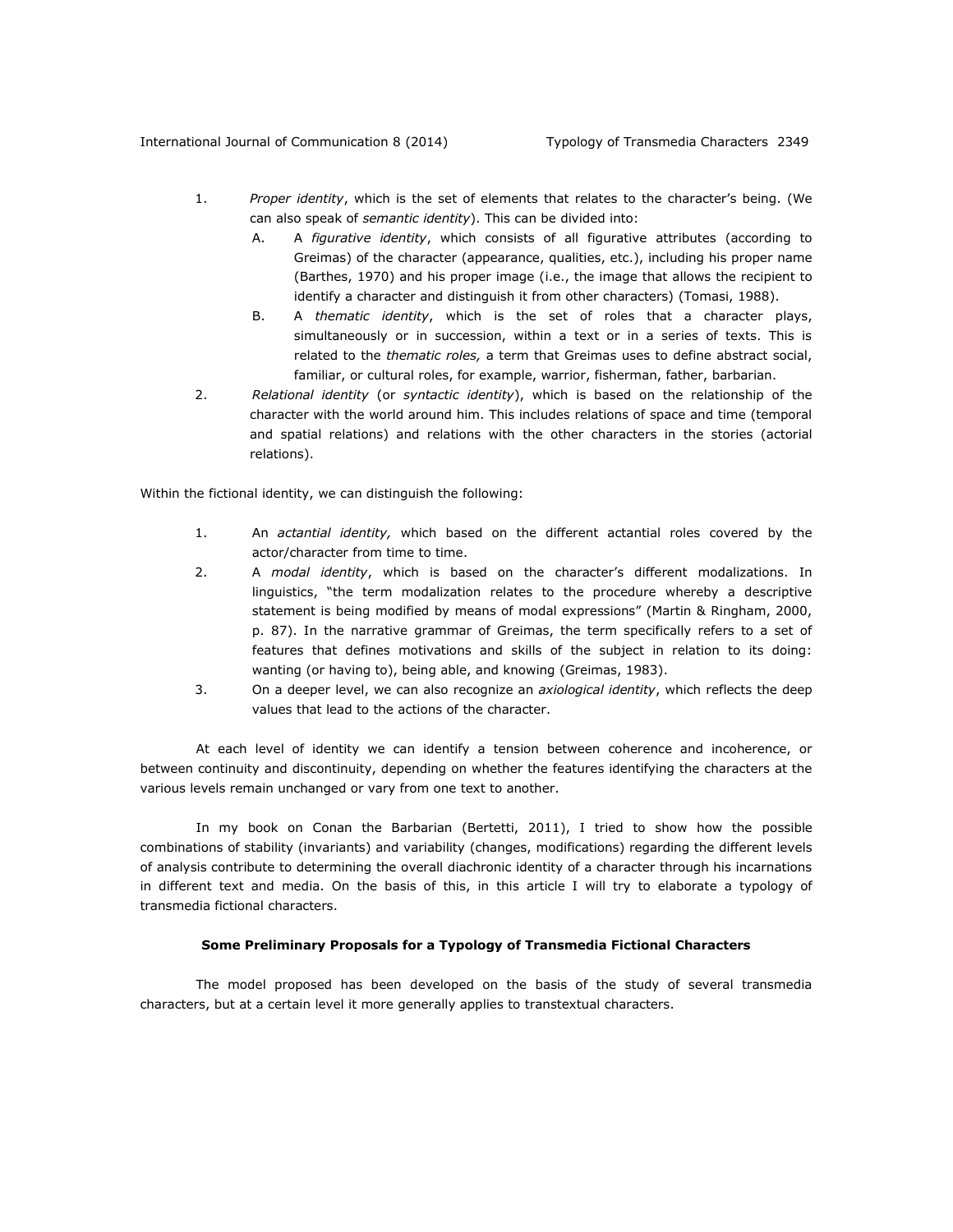1. *Proper identity*, which is the set of elements that relates to the character's being. (We can also speak of *semantic identity*). This can be divided into:
   A. A *figurative identity*, which consists of all figurative attributes (according to Greimas) of the character (appearance, qualities, etc.), including his proper name (Barthes, 1970) and his proper image (i.e., the image that allows the recipient to identify a character and distinguish it from other characters) (Tomasi, 1988).
   B. A *thematic identity*, which is the set of roles that a character plays, simultaneously or in succession, within a text or in a series of texts. This is related to the *thematic roles,* a term that Greimas uses to define abstract social, familiar, or cultural roles, for example, warrior, fisherman, father, barbarian.
2. *Relational identity* (or *syntactic identity*), which is based on the relationship of the character with the world around him. This includes relations of space and time (temporal and spatial relations) and relations with the other characters in the stories (actorial relations).

Within the fictional identity, we can distinguish the following:

1. An *actantial identity,* which based on the different actantial roles covered by the actor/character from time to time.
2. A *modal identity*, which is based on the character's different modalizations. In linguistics, "the term modalization relates to the procedure whereby a descriptive statement is being modified by means of modal expressions" (Martin & Ringham, 2000, p. 87). In the narrative grammar of Greimas, the term specifically refers to a set of features that defines motivations and skills of the subject in relation to its doing: wanting (or having to), being able, and knowing (Greimas, 1983).
3. On a deeper level, we can also recognize an *axiological identity*, which reflects the deep values that lead to the actions of the character.

At each level of identity we can identify a tension between coherence and incoherence, or between continuity and discontinuity, depending on whether the features identifying the characters at the various levels remain unchanged or vary from one text to another.

In my book on Conan the Barbarian (Bertetti, 2011), I tried to show how the possible combinations of stability (invariants) and variability (changes, modifications) regarding the different levels of analysis contribute to determining the overall diachronic identity of a character through his incarnations in different text and media. On the basis of this, in this article I will try to elaborate a typology of transmedia fictional characters.

## Some Preliminary Proposals for a Typology of Transmedia Fictional Characters

The model proposed has been developed on the basis of the study of several transmedia characters, but at a certain level it more generally applies to transtextual characters.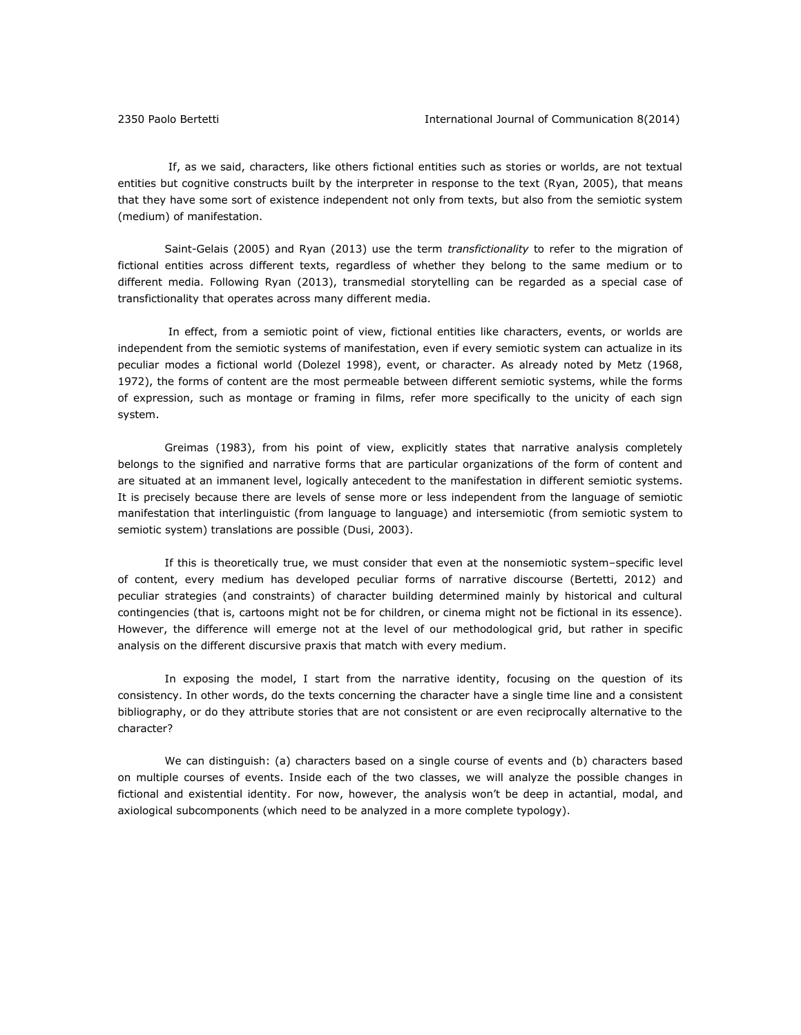If, as we said, characters, like others fictional entities such as stories or worlds, are not textual entities but cognitive constructs built by the interpreter in response to the text (Ryan, 2005), that means that they have some sort of existence independent not only from texts, but also from the semiotic system (medium) of manifestation.

Saint-Gelais (2005) and Ryan (2013) use the term *transfictionality* to refer to the migration of fictional entities across different texts, regardless of whether they belong to the same medium or to different media. Following Ryan (2013), transmedial storytelling can be regarded as a special case of transfictionality that operates across many different media.

In effect, from a semiotic point of view, fictional entities like characters, events, or worlds are independent from the semiotic systems of manifestation, even if every semiotic system can actualize in its peculiar modes a fictional world (Dolezel 1998), event, or character. As already noted by Metz (1968, 1972), the forms of content are the most permeable between different semiotic systems, while the forms of expression, such as montage or framing in films, refer more specifically to the unicity of each sign system.

Greimas (1983), from his point of view, explicitly states that narrative analysis completely belongs to the signified and narrative forms that are particular organizations of the form of content and are situated at an immanent level, logically antecedent to the manifestation in different semiotic systems. It is precisely because there are levels of sense more or less independent from the language of semiotic manifestation that interlinguistic (from language to language) and intersemiotic (from semiotic system to semiotic system) translations are possible (Dusi, 2003).

If this is theoretically true, we must consider that even at the nonsemiotic system–specific level of content, every medium has developed peculiar forms of narrative discourse (Bertetti, 2012) and peculiar strategies (and constraints) of character building determined mainly by historical and cultural contingencies (that is, cartoons might not be for children, or cinema might not be fictional in its essence). However, the difference will emerge not at the level of our methodological grid, but rather in specific analysis on the different discursive praxis that match with every medium.

In exposing the model, I start from the narrative identity, focusing on the question of its consistency. In other words, do the texts concerning the character have a single time line and a consistent bibliography, or do they attribute stories that are not consistent or are even reciprocally alternative to the character?

We can distinguish: (a) characters based on a single course of events and (b) characters based on multiple courses of events. Inside each of the two classes, we will analyze the possible changes in fictional and existential identity. For now, however, the analysis won't be deep in actantial, modal, and axiological subcomponents (which need to be analyzed in a more complete typology).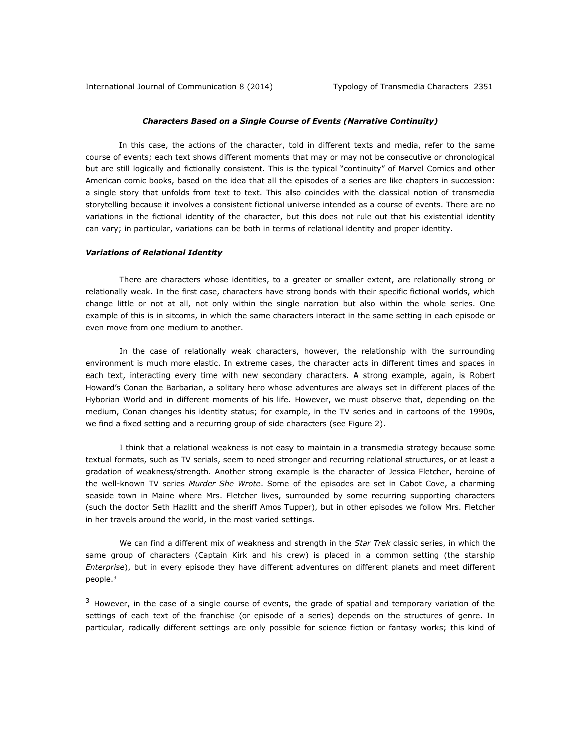### *Characters Based on a Single Course of Events (Narrative Continuity)*

In this case, the actions of the character, told in different texts and media, refer to the same course of events; each text shows different moments that may or may not be consecutive or chronological but are still logically and fictionally consistent. This is the typical "continuity" of Marvel Comics and other American comic books, based on the idea that all the episodes of a series are like chapters in succession: a single story that unfolds from text to text. This also coincides with the classical notion of transmedia storytelling because it involves a consistent fictional universe intended as a course of events. There are no variations in the fictional identity of the character, but this does not rule out that his existential identity can vary; in particular, variations can be both in terms of relational identity and proper identity.

#### *Variations of Relational Identity*

There are characters whose identities, to a greater or smaller extent, are relationally strong or relationally weak. In the first case, characters have strong bonds with their specific fictional worlds, which change little or not at all, not only within the single narration but also within the whole series. One example of this is in sitcoms, in which the same characters interact in the same setting in each episode or even move from one medium to another.

In the case of relationally weak characters, however, the relationship with the surrounding environment is much more elastic. In extreme cases, the character acts in different times and spaces in each text, interacting every time with new secondary characters. A strong example, again, is Robert Howard's Conan the Barbarian, a solitary hero whose adventures are always set in different places of the Hyborian World and in different moments of his life. However, we must observe that, depending on the medium, Conan changes his identity status; for example, in the TV series and in cartoons of the 1990s, we find a fixed setting and a recurring group of side characters (see Figure 2).

I think that a relational weakness is not easy to maintain in a transmedia strategy because some textual formats, such as TV serials, seem to need stronger and recurring relational structures, or at least a gradation of weakness/strength. Another strong example is the character of Jessica Fletcher, heroine of the well-known TV series *Murder She Wrote*. Some of the episodes are set in Cabot Cove, a charming seaside town in Maine where Mrs. Fletcher lives, surrounded by some recurring supporting characters (such the doctor Seth Hazlitt and the sheriff Amos Tupper), but in other episodes we follow Mrs. Fletcher in her travels around the world, in the most varied settings.

We can find a different mix of weakness and strength in the *Star Trek* classic series, in which the same group of characters (Captain Kirk and his crew) is placed in a common setting (the starship *Enterprise*), but in every episode they have different adventures on different planets and meet different people.[3]

---

[3] However, in the case of a single course of events, the grade of spatial and temporary variation of the settings of each text of the franchise (or episode of a series) depends on the structures of genre. In particular, radically different settings are only possible for science fiction or fantasy works; this kind of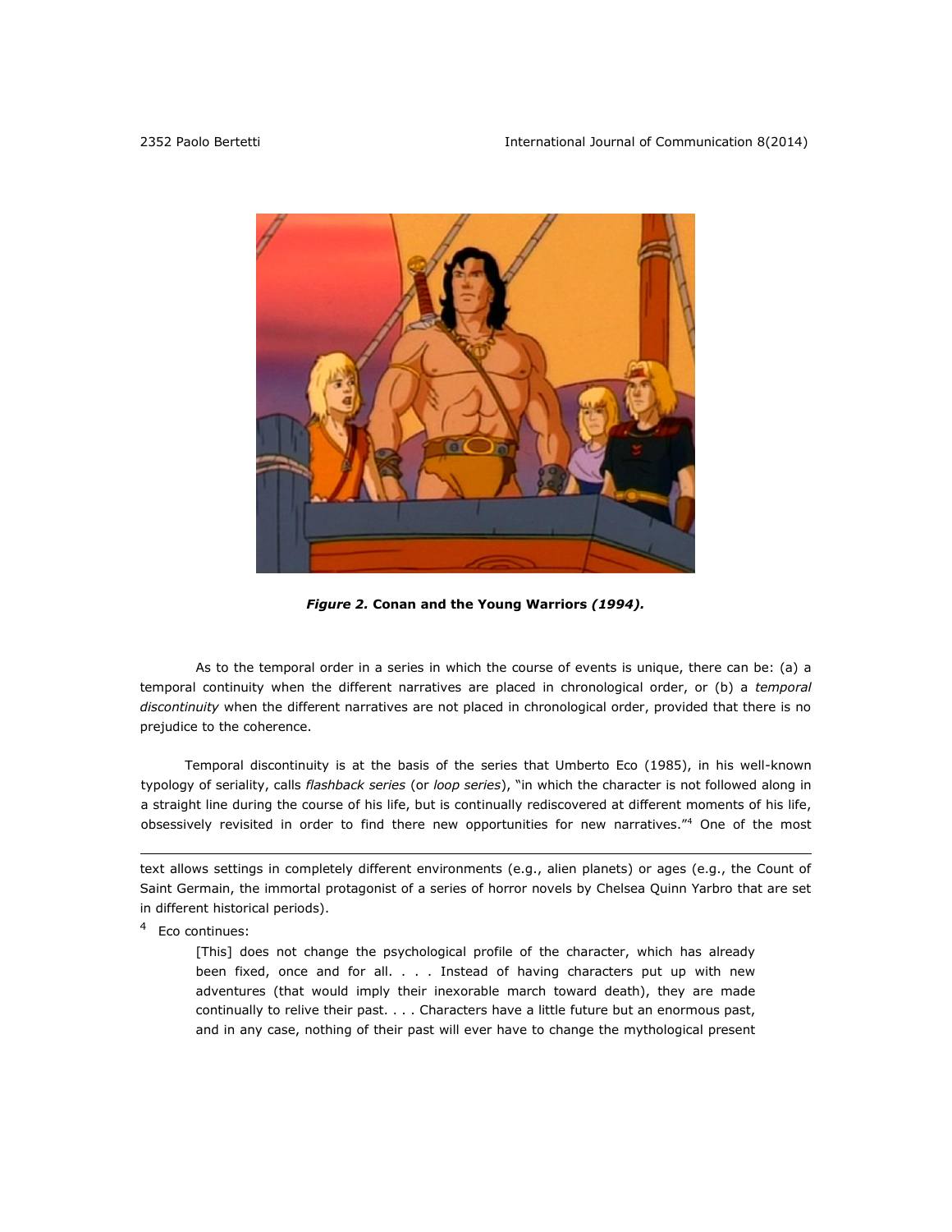*Figure 2.* **Conan and the Young Warriors** ***(1994).***

As to the temporal order in a series in which the course of events is unique, there can be: (a) a temporal continuity when the different narratives are placed in chronological order, or (b) a *temporal discontinuity* when the different narratives are not placed in chronological order, provided that there is no prejudice to the coherence.

Temporal discontinuity is at the basis of the series that Umberto Eco (1985), in his well-known typology of seriality, calls *flashback series* (or *loop series*), "in which the character is not followed along in a straight line during the course of his life, but is continually rediscovered at different moments of his life, obsessively revisited in order to find there new opportunities for new narratives."[4] One of the most

---

text allows settings in completely different environments (e.g., alien planets) or ages (e.g., the Count of Saint Germain, the immortal protagonist of a series of horror novels by Chelsea Quinn Yarbro that are set in different historical periods).

[4] Eco continues:

> [This] does not change the psychological profile of the character, which has already been fixed, once and for all. . . . Instead of having characters put up with new adventures (that would imply their inexorable march toward death), they are made continually to relive their past. . . . Characters have a little future but an enormous past, and in any case, nothing of their past will ever have to change the mythological present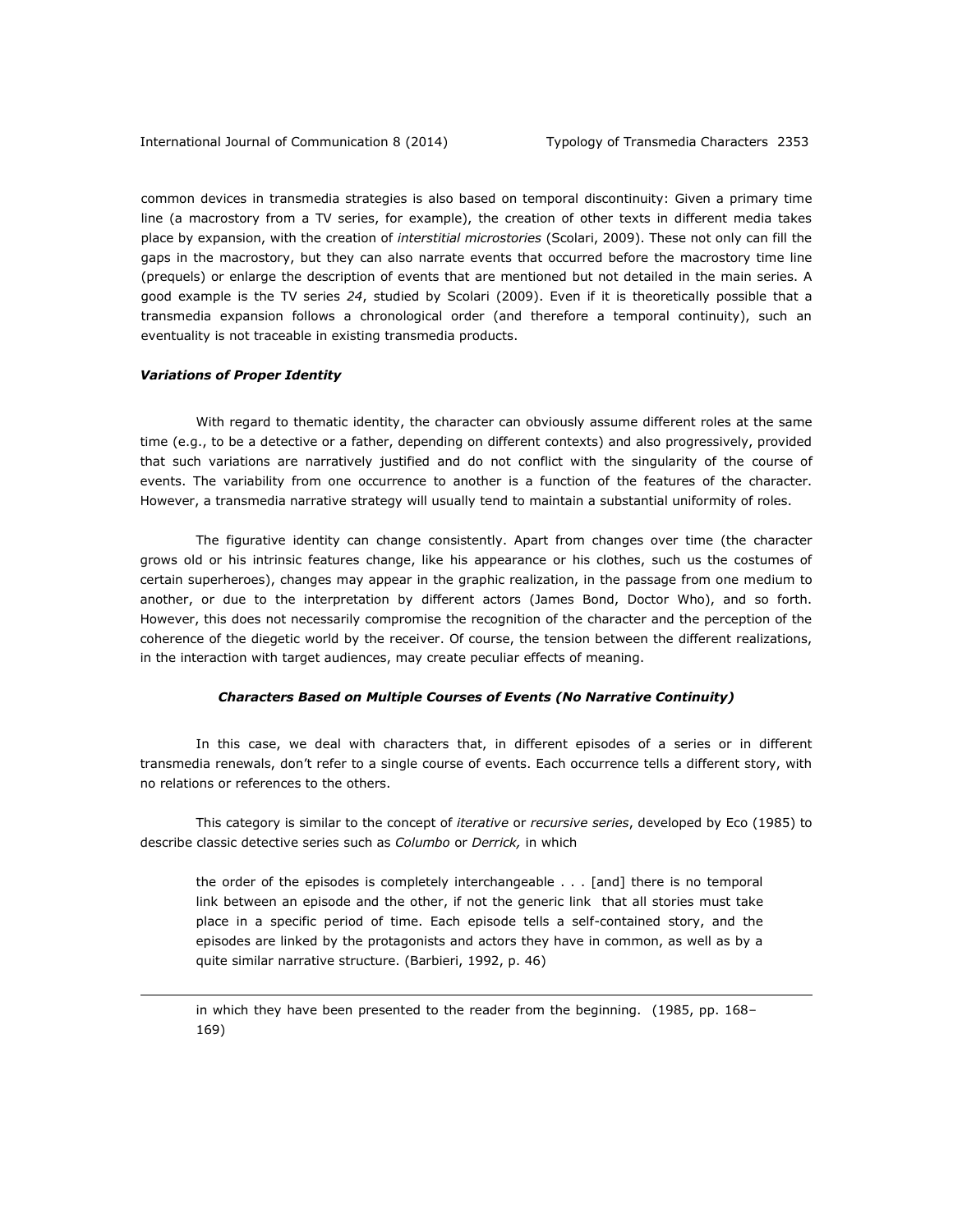common devices in transmedia strategies is also based on temporal discontinuity: Given a primary time line (a macrostory from a TV series, for example), the creation of other texts in different media takes place by expansion, with the creation of *interstitial microstories* (Scolari, 2009). These not only can fill the gaps in the macrostory, but they can also narrate events that occurred before the macrostory time line (prequels) or enlarge the description of events that are mentioned but not detailed in the main series. A good example is the TV series *24*, studied by Scolari (2009). Even if it is theoretically possible that a transmedia expansion follows a chronological order (and therefore a temporal continuity), such an eventuality is not traceable in existing transmedia products.

#### *Variations of Proper Identity*

With regard to thematic identity, the character can obviously assume different roles at the same time (e.g., to be a detective or a father, depending on different contexts) and also progressively, provided that such variations are narratively justified and do not conflict with the singularity of the course of events. The variability from one occurrence to another is a function of the features of the character. However, a transmedia narrative strategy will usually tend to maintain a substantial uniformity of roles.

The figurative identity can change consistently. Apart from changes over time (the character grows old or his intrinsic features change, like his appearance or his clothes, such us the costumes of certain superheroes), changes may appear in the graphic realization, in the passage from one medium to another, or due to the interpretation by different actors (James Bond, Doctor Who), and so forth. However, this does not necessarily compromise the recognition of the character and the perception of the coherence of the diegetic world by the receiver. Of course, the tension between the different realizations, in the interaction with target audiences, may create peculiar effects of meaning.

### *Characters Based on Multiple Courses of Events (No Narrative Continuity)*

In this case, we deal with characters that, in different episodes of a series or in different transmedia renewals, don't refer to a single course of events. Each occurrence tells a different story, with no relations or references to the others.

This category is similar to the concept of *iterative* or *recursive series*, developed by Eco (1985) to describe classic detective series such as *Columbo* or *Derrick,* in which

> the order of the episodes is completely interchangeable . . . [and] there is no temporal link between an episode and the other, if not the generic link that all stories must take place in a specific period of time. Each episode tells a self-contained story, and the episodes are linked by the protagonists and actors they have in common, as well as by a quite similar narrative structure. (Barbieri, 1992, p. 46)

---

> in which they have been presented to the reader from the beginning. (1985, pp. 168–169)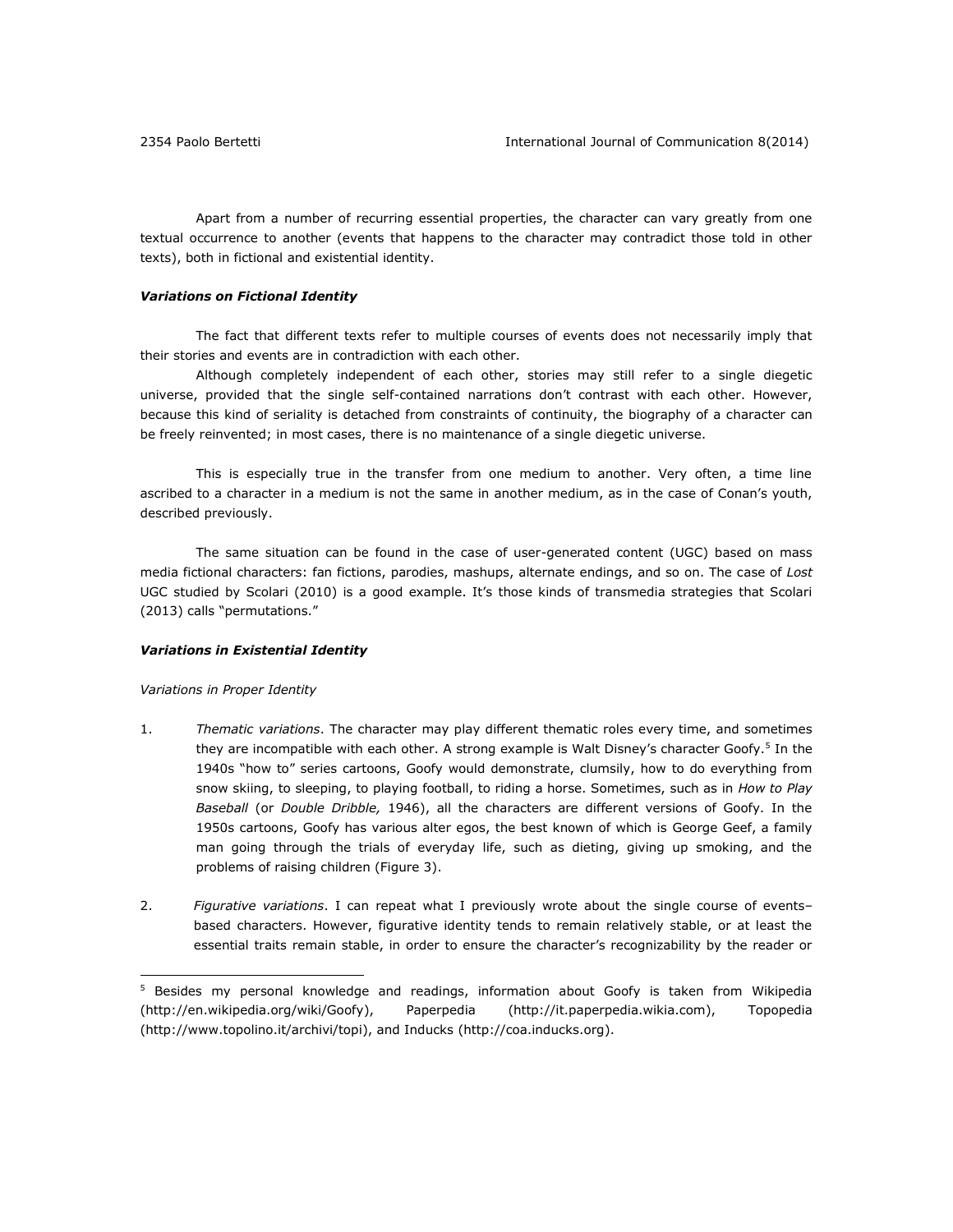Apart from a number of recurring essential properties, the character can vary greatly from one textual occurrence to another (events that happens to the character may contradict those told in other texts), both in fictional and existential identity.

### ***Variations on Fictional Identity***

The fact that different texts refer to multiple courses of events does not necessarily imply that their stories and events are in contradiction with each other.

Although completely independent of each other, stories may still refer to a single diegetic universe, provided that the single self-contained narrations don't contrast with each other. However, because this kind of seriality is detached from constraints of continuity, the biography of a character can be freely reinvented; in most cases, there is no maintenance of a single diegetic universe.

This is especially true in the transfer from one medium to another. Very often, a time line ascribed to a character in a medium is not the same in another medium, as in the case of Conan's youth, described previously.

The same situation can be found in the case of user-generated content (UGC) based on mass media fictional characters: fan fictions, parodies, mashups, alternate endings, and so on. The case of *Lost* UGC studied by Scolari (2010) is a good example. It's those kinds of transmedia strategies that Scolari (2013) calls "permutations."

### ***Variations in Existential Identity***

#### *Variations in Proper Identity*

1. *Thematic variations*. The character may play different thematic roles every time, and sometimes they are incompatible with each other. A strong example is Walt Disney's character Goofy.[5] In the 1940s "how to" series cartoons, Goofy would demonstrate, clumsily, how to do everything from snow skiing, to sleeping, to playing football, to riding a horse. Sometimes, such as in *How to Play Baseball* (or *Double Dribble,* 1946), all the characters are different versions of Goofy. In the 1950s cartoons, Goofy has various alter egos, the best known of which is George Geef, a family man going through the trials of everyday life, such as dieting, giving up smoking, and the problems of raising children (Figure 3).

2. *Figurative variations*. I can repeat what I previously wrote about the single course of events–based characters. However, figurative identity tends to remain relatively stable, or at least the essential traits remain stable, in order to ensure the character's recognizability by the reader or

---

[5] Besides my personal knowledge and readings, information about Goofy is taken from Wikipedia (http://en.wikipedia.org/wiki/Goofy), Paperpedia (http://it.paperpedia.wikia.com), Topopedia (http://www.topolino.it/archivi/topi), and Inducks (http://coa.inducks.org).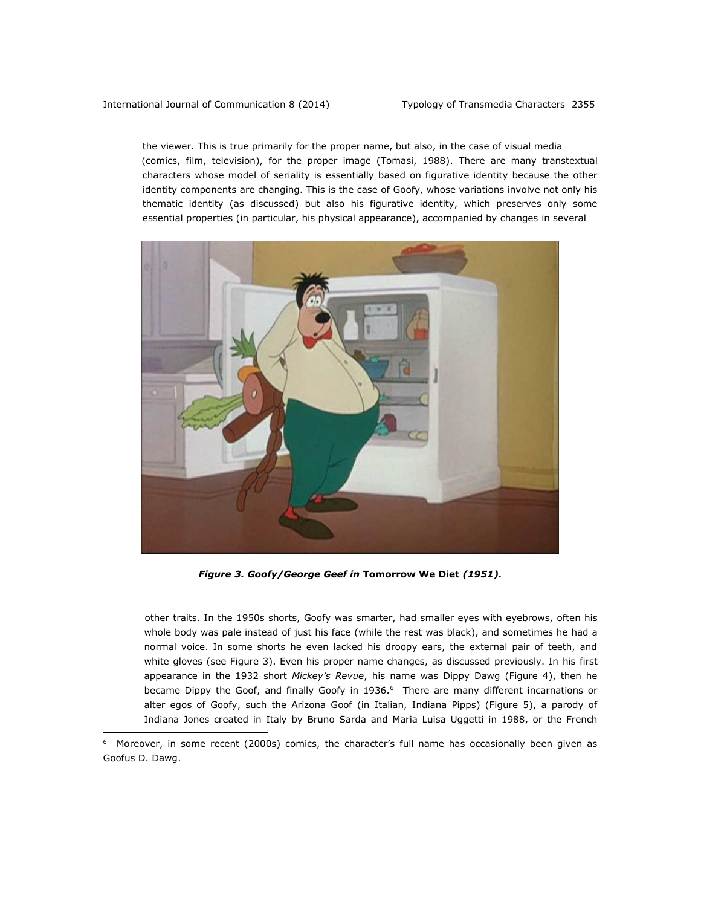the viewer. This is true primarily for the proper name, but also, in the case of visual media (comics, film, television), for the proper image (Tomasi, 1988). There are many transtextual characters whose model of seriality is essentially based on figurative identity because the other identity components are changing. This is the case of Goofy, whose variations involve not only his thematic identity (as discussed) but also his figurative identity, which preserves only some essential properties (in particular, his physical appearance), accompanied by changes in several

***Figure 3. Goofy/George Geef in* Tomorrow We Diet *(1951).***

other traits. In the 1950s shorts, Goofy was smarter, had smaller eyes with eyebrows, often his whole body was pale instead of just his face (while the rest was black), and sometimes he had a normal voice. In some shorts he even lacked his droopy ears, the external pair of teeth, and white gloves (see Figure 3). Even his proper name changes, as discussed previously. In his first appearance in the 1932 short *Mickey's Revue*, his name was Dippy Dawg (Figure 4), then he became Dippy the Goof, and finally Goofy in 1936.[6] There are many different incarnations or alter egos of Goofy, such the Arizona Goof (in Italian, Indiana Pipps) (Figure 5), a parody of Indiana Jones created in Italy by Bruno Sarda and Maria Luisa Uggetti in 1988, or the French

[6] Moreover, in some recent (2000s) comics, the character's full name has occasionally been given as Goofus D. Dawg.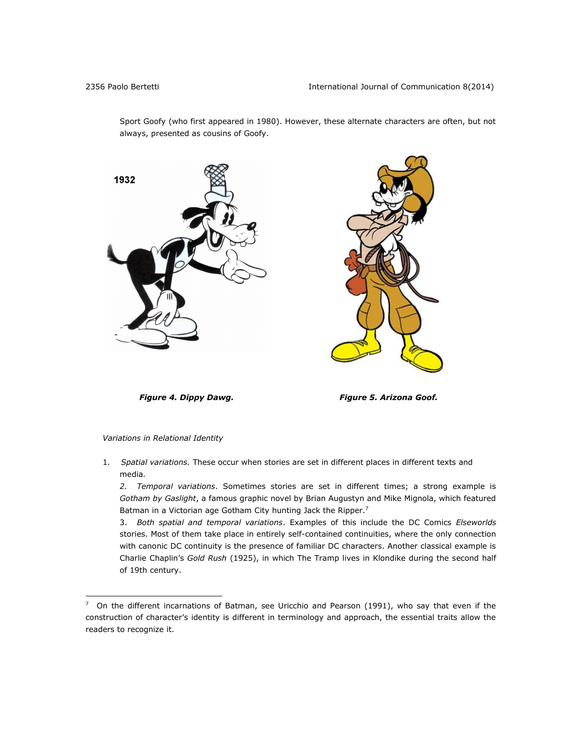Sport Goofy (who first appeared in 1980). However, these alternate characters are often, but not always, presented as cousins of Goofy.

***Figure 4. Dippy Dawg.***

***Figure 5. Arizona Goof.***

*Variations in Relational Identity*

1. *Spatial variations.* These occur when stories are set in different places in different texts and media.

2. *Temporal variations*. Sometimes stories are set in different times; a strong example is *Gotham by Gaslight*, a famous graphic novel by Brian Augustyn and Mike Mignola, which featured Batman in a Victorian age Gotham City hunting Jack the Ripper.[7]

3. *Both spatial and temporal variations*. Examples of this include the DC Comics *Elseworlds* stories. Most of them take place in entirely self-contained continuities, where the only connection with canonic DC continuity is the presence of familiar DC characters. Another classical example is Charlie Chaplin's *Gold Rush* (1925), in which The Tramp lives in Klondike during the second half of 19th century.

---

[7] On the different incarnations of Batman, see Uricchio and Pearson (1991), who say that even if the construction of character's identity is different in terminology and approach, the essential traits allow the readers to recognize it.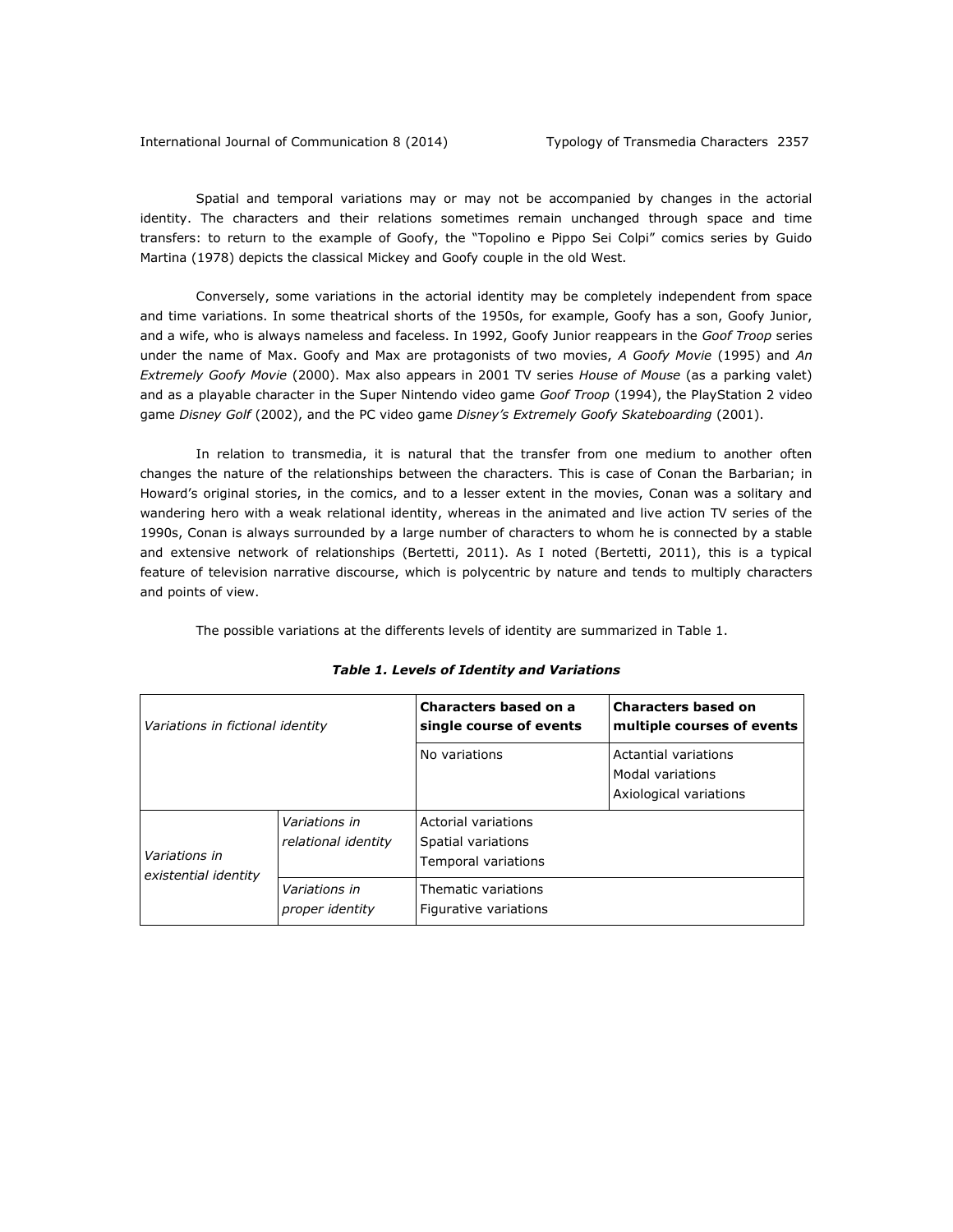Spatial and temporal variations may or may not be accompanied by changes in the actorial identity. The characters and their relations sometimes remain unchanged through space and time transfers: to return to the example of Goofy, the "Topolino e Pippo Sei Colpi" comics series by Guido Martina (1978) depicts the classical Mickey and Goofy couple in the old West.

Conversely, some variations in the actorial identity may be completely independent from space and time variations. In some theatrical shorts of the 1950s, for example, Goofy has a son, Goofy Junior, and a wife, who is always nameless and faceless. In 1992, Goofy Junior reappears in the *Goof Troop* series under the name of Max. Goofy and Max are protagonists of two movies, *A Goofy Movie* (1995) and *An Extremely Goofy Movie* (2000). Max also appears in 2001 TV series *House of Mouse* (as a parking valet) and as a playable character in the Super Nintendo video game *Goof Troop* (1994), the PlayStation 2 video game *Disney Golf* (2002), and the PC video game *Disney's Extremely Goofy Skateboarding* (2001).

In relation to transmedia, it is natural that the transfer from one medium to another often changes the nature of the relationships between the characters. This is case of Conan the Barbarian; in Howard's original stories, in the comics, and to a lesser extent in the movies, Conan was a solitary and wandering hero with a weak relational identity, whereas in the animated and live action TV series of the 1990s, Conan is always surrounded by a large number of characters to whom he is connected by a stable and extensive network of relationships (Bertetti, 2011). As I noted (Bertetti, 2011), this is a typical feature of television narrative discourse, which is polycentric by nature and tends to multiply characters and points of view.

The possible variations at the differents levels of identity are summarized in Table 1.

***Table 1. Levels of Identity and Variations***

| | | **Characters based on a single course of events** | **Characters based on multiple courses of events** |
|---|---|---|---|
| *Variations in fictional identity* | | No variations | Actantial variations<br>Modal variations<br>Axiological variations |
| *Variations in existential identity* | *Variations in relational identity* | Actorial variations<br>Spatial variations<br>Temporal variations | |
| | *Variations in proper identity* | Thematic variations<br>Figurative variations | |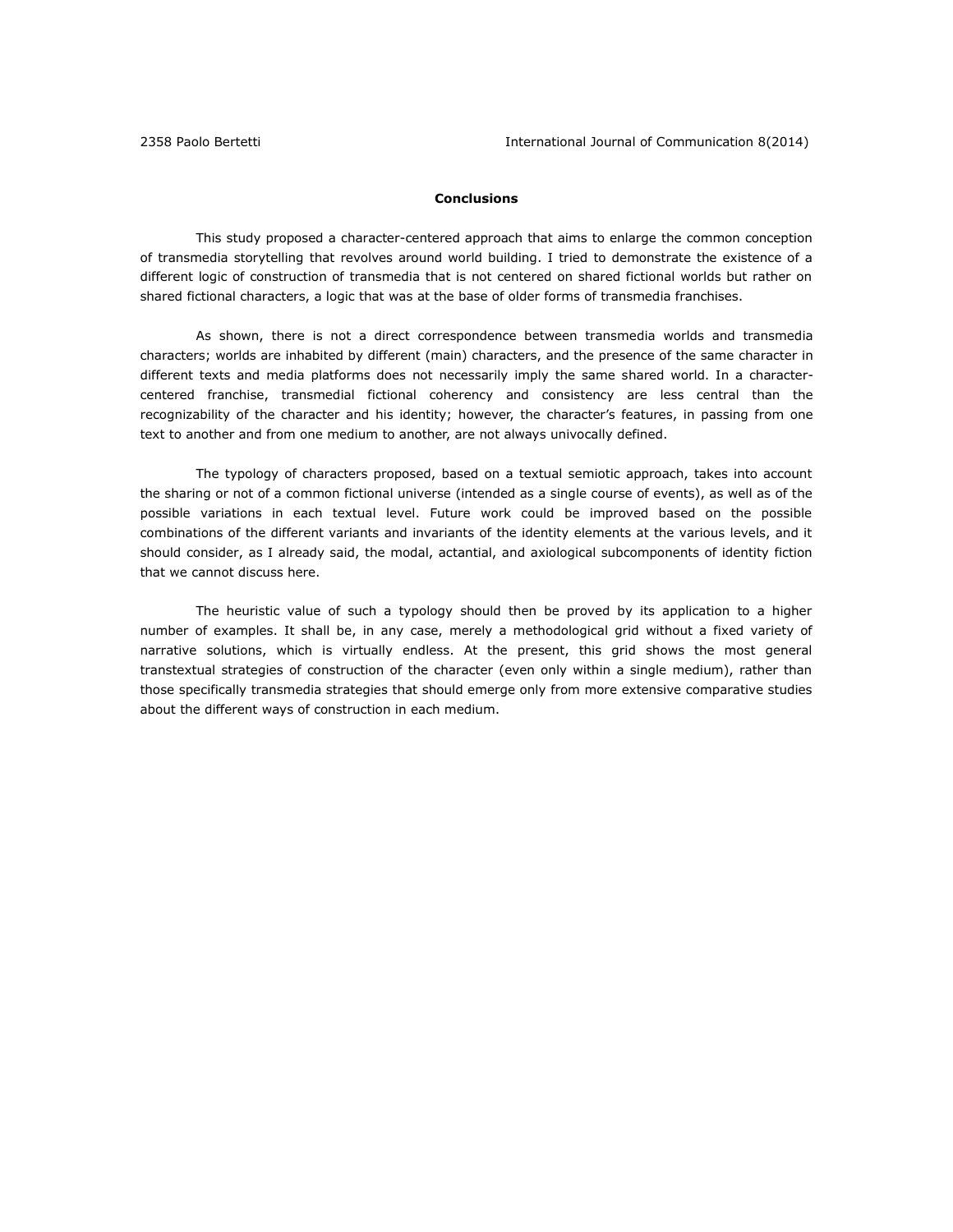## Conclusions

This study proposed a character-centered approach that aims to enlarge the common conception of transmedia storytelling that revolves around world building. I tried to demonstrate the existence of a different logic of construction of transmedia that is not centered on shared fictional worlds but rather on shared fictional characters, a logic that was at the base of older forms of transmedia franchises.

As shown, there is not a direct correspondence between transmedia worlds and transmedia characters; worlds are inhabited by different (main) characters, and the presence of the same character in different texts and media platforms does not necessarily imply the same shared world. In a character-centered franchise, transmedial fictional coherency and consistency are less central than the recognizability of the character and his identity; however, the character's features, in passing from one text to another and from one medium to another, are not always univocally defined.

The typology of characters proposed, based on a textual semiotic approach, takes into account the sharing or not of a common fictional universe (intended as a single course of events), as well as of the possible variations in each textual level. Future work could be improved based on the possible combinations of the different variants and invariants of the identity elements at the various levels, and it should consider, as I already said, the modal, actantial, and axiological subcomponents of identity fiction that we cannot discuss here.

The heuristic value of such a typology should then be proved by its application to a higher number of examples. It shall be, in any case, merely a methodological grid without a fixed variety of narrative solutions, which is virtually endless. At the present, this grid shows the most general transtextual strategies of construction of the character (even only within a single medium), rather than those specifically transmedia strategies that should emerge only from more extensive comparative studies about the different ways of construction in each medium.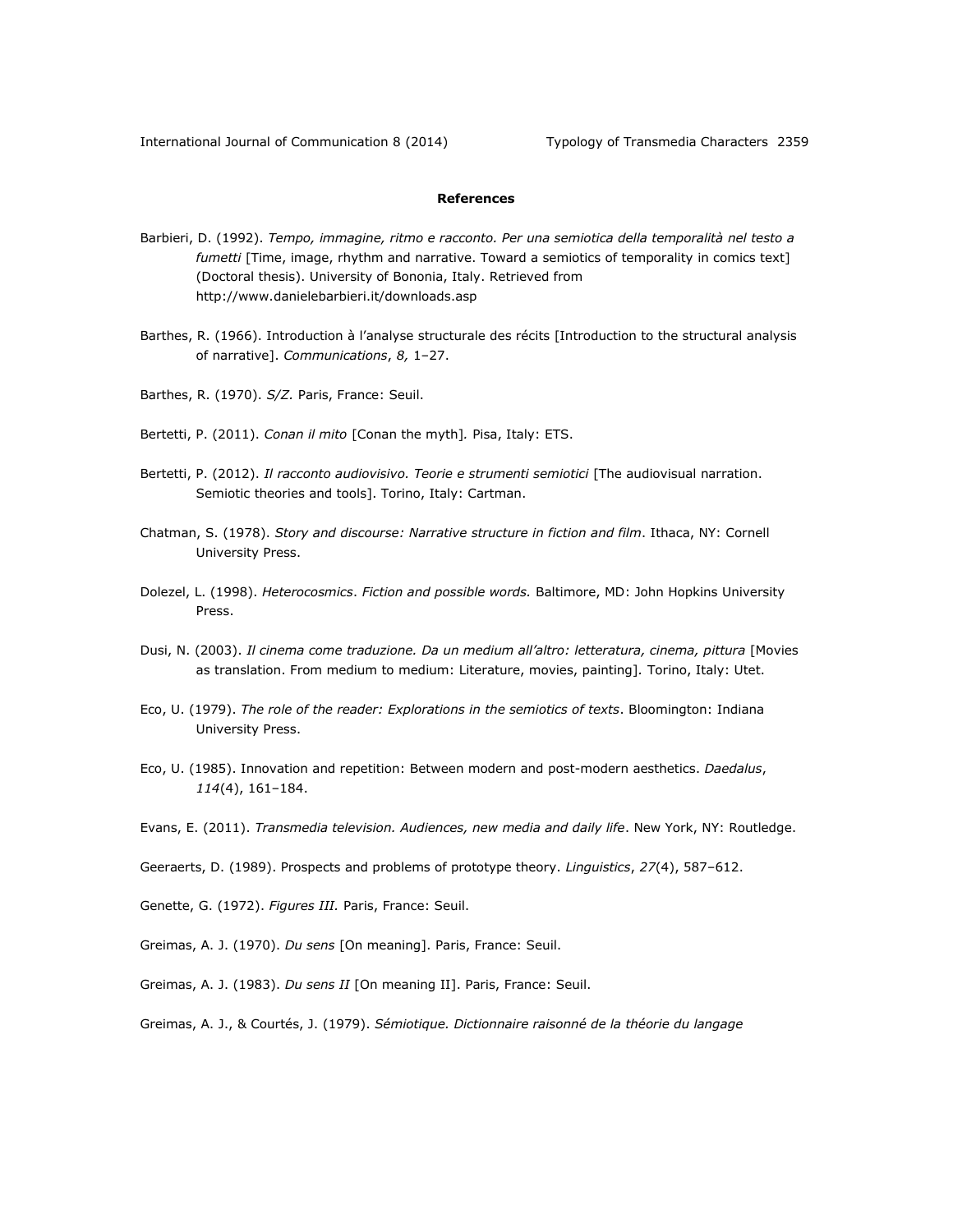## References

Barbieri, D. (1992). *Tempo, immagine, ritmo e racconto. Per una semiotica della temporalità nel testo a fumetti* [Time, image, rhythm and narrative. Toward a semiotics of temporality in comics text] (Doctoral thesis). University of Bononia, Italy. Retrieved from http://www.danielebarbieri.it/downloads.asp

Barthes, R. (1966). Introduction à l'analyse structurale des récits [Introduction to the structural analysis of narrative]. *Communications*, *8,* 1–27.

Barthes, R. (1970). *S/Z.* Paris, France: Seuil.

Bertetti, P. (2011). *Conan il mito* [Conan the myth]*.* Pisa, Italy: ETS.

Bertetti, P. (2012). *Il racconto audiovisivo. Teorie e strumenti semiotici* [The audiovisual narration. Semiotic theories and tools]. Torino, Italy: Cartman.

Chatman, S. (1978). *Story and discourse: Narrative structure in fiction and film*. Ithaca, NY: Cornell University Press.

Dolezel, L. (1998). *Heterocosmics*. *Fiction and possible words.* Baltimore, MD: John Hopkins University Press.

Dusi, N. (2003). *Il cinema come traduzione. Da un medium all'altro: letteratura, cinema, pittura* [Movies as translation. From medium to medium: Literature, movies, painting]. Torino, Italy: Utet.

Eco, U. (1979). *The role of the reader: Explorations in the semiotics of texts*. Bloomington: Indiana University Press.

Eco, U. (1985). Innovation and repetition: Between modern and post-modern aesthetics. *Daedalus*, *114*(4), 161–184.

Evans, E. (2011). *Transmedia television. Audiences, new media and daily life*. New York, NY: Routledge.

Geeraerts, D. (1989). Prospects and problems of prototype theory. *Linguistics*, *27*(4), 587–612.

Genette, G. (1972). *Figures III.* Paris, France: Seuil.

Greimas, A. J. (1970). *Du sens* [On meaning]. Paris, France: Seuil.

Greimas, A. J. (1983). *Du sens II* [On meaning II]. Paris, France: Seuil.

Greimas, A. J., & Courtés, J. (1979). *Sémiotique. Dictionnaire raisonné de la théorie du langage*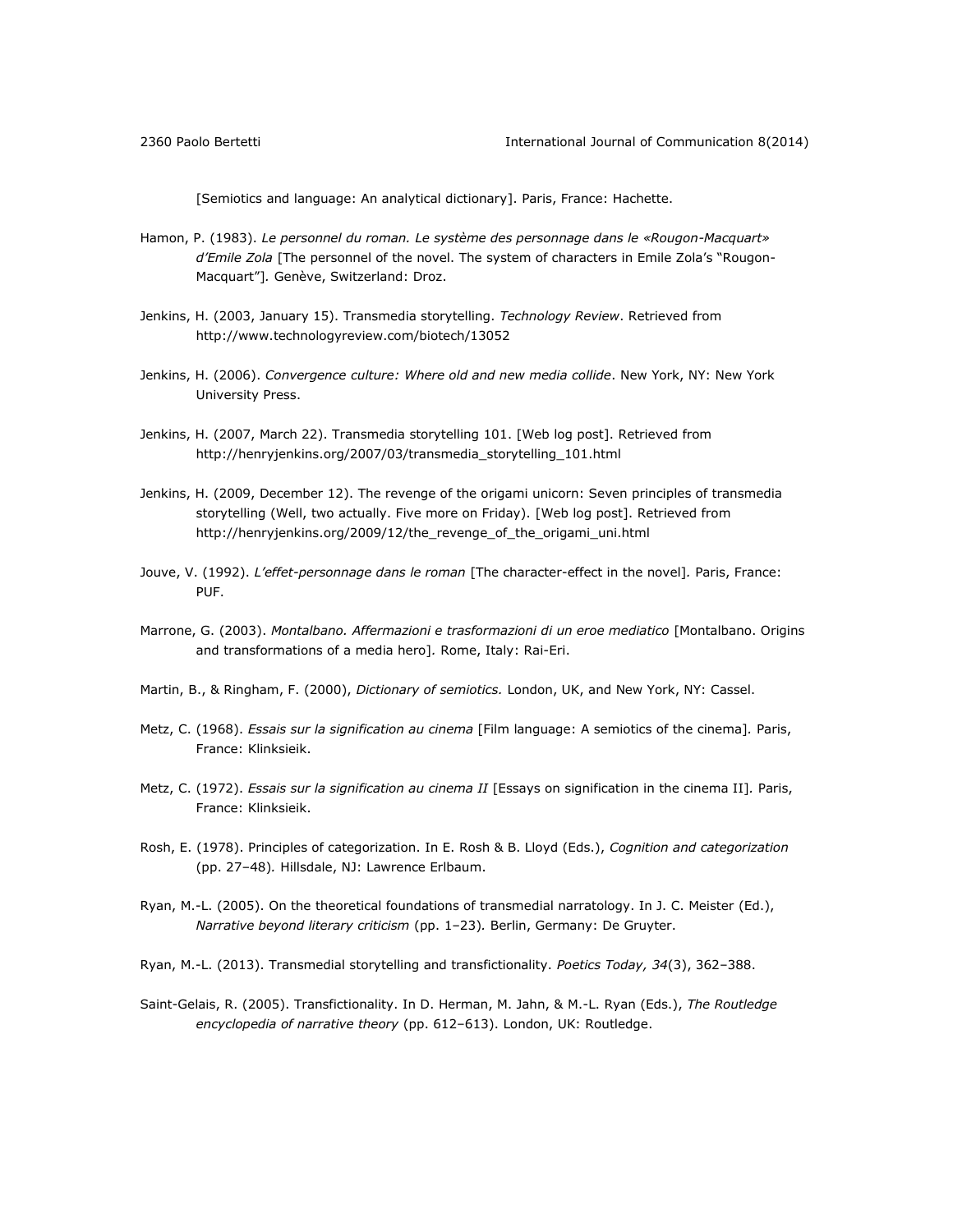[Semiotics and language: An analytical dictionary]. Paris, France: Hachette.

Hamon, P. (1983). *Le personnel du roman. Le système des personnage dans le «Rougon-Macquart» d'Emile Zola* [The personnel of the novel. The system of characters in Emile Zola's "Rougon-Macquart"]. Genève, Switzerland: Droz.

Jenkins, H. (2003, January 15). Transmedia storytelling. *Technology Review*. Retrieved from http://www.technologyreview.com/biotech/13052

Jenkins, H. (2006). *Convergence culture: Where old and new media collide*. New York, NY: New York University Press.

Jenkins, H. (2007, March 22). Transmedia storytelling 101. [Web log post]. Retrieved from http://henryjenkins.org/2007/03/transmedia_storytelling_101.html

Jenkins, H. (2009, December 12). The revenge of the origami unicorn: Seven principles of transmedia storytelling (Well, two actually. Five more on Friday). [Web log post]. Retrieved from http://henryjenkins.org/2009/12/the_revenge_of_the_origami_uni.html

Jouve, V. (1992). *L'effet-personnage dans le roman* [The character-effect in the novel]. Paris, France: PUF.

Marrone, G. (2003). *Montalbano. Affermazioni e trasformazioni di un eroe mediatico* [Montalbano. Origins and transformations of a media hero]. Rome, Italy: Rai-Eri.

Martin, B., & Ringham, F. (2000), *Dictionary of semiotics.* London, UK, and New York, NY: Cassel.

Metz, C. (1968). *Essais sur la signification au cinema* [Film language: A semiotics of the cinema]. Paris, France: Klinksieik.

Metz, C. (1972). *Essais sur la signification au cinema II* [Essays on signification in the cinema II]. Paris, France: Klinksieik.

Rosh, E. (1978). Principles of categorization. In E. Rosh & B. Lloyd (Eds.), *Cognition and categorization* (pp. 27–48). Hillsdale, NJ: Lawrence Erlbaum.

Ryan, M.-L. (2005). On the theoretical foundations of transmedial narratology. In J. C. Meister (Ed.), *Narrative beyond literary criticism* (pp. 1–23). Berlin, Germany: De Gruyter.

Ryan, M.-L. (2013). Transmedial storytelling and transfictionality. *Poetics Today, 34*(3), 362–388.

Saint-Gelais, R. (2005). Transfictionality. In D. Herman, M. Jahn, & M.-L. Ryan (Eds.), *The Routledge encyclopedia of narrative theory* (pp. 612–613). London, UK: Routledge.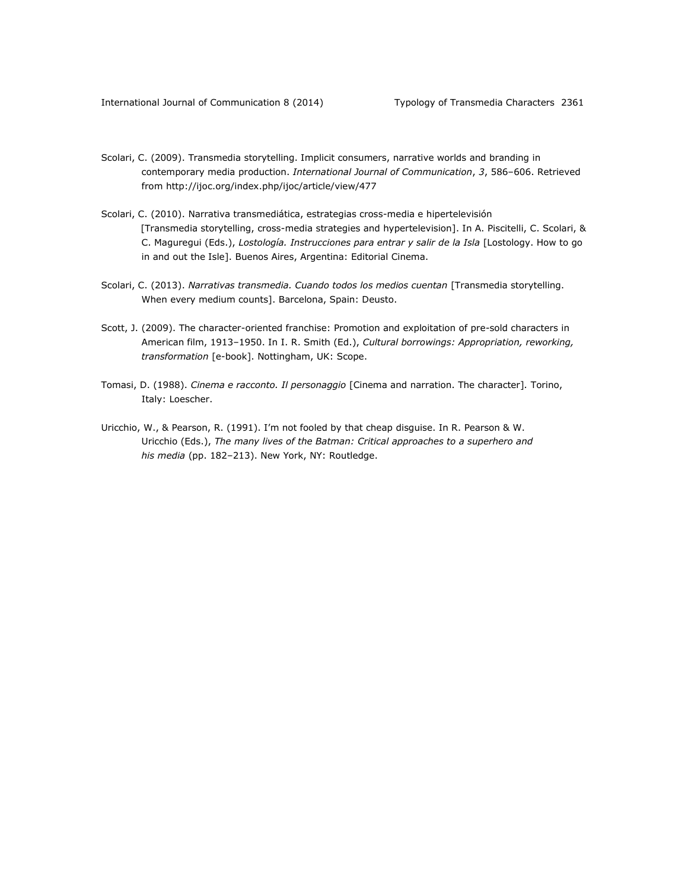Scolari, C. (2009). Transmedia storytelling. Implicit consumers, narrative worlds and branding in contemporary media production. *International Journal of Communication*, *3*, 586–606. Retrieved from http://ijoc.org/index.php/ijoc/article/view/477

Scolari, C. (2010). Narrativa transmediática, estrategias cross-media e hipertelevisión [Transmedia storytelling, cross-media strategies and hypertelevision]. In A. Piscitelli, C. Scolari, & C. Maguregui (Eds.), *Lostología. Instrucciones para entrar y salir de la Isla* [Lostology. How to go in and out the Isle]. Buenos Aires, Argentina: Editorial Cinema.

Scolari, C. (2013). *Narrativas transmedia. Cuando todos los medios cuentan* [Transmedia storytelling. When every medium counts]. Barcelona, Spain: Deusto.

Scott, J. (2009). The character-oriented franchise: Promotion and exploitation of pre-sold characters in American film, 1913–1950. In I. R. Smith (Ed.), *Cultural borrowings: Appropriation, reworking, transformation* [e-book]. Nottingham, UK: Scope.

Tomasi, D. (1988). *Cinema e racconto. Il personaggio* [Cinema and narration. The character]. Torino, Italy: Loescher.

Uricchio, W., & Pearson, R. (1991). I'm not fooled by that cheap disguise. In R. Pearson & W. Uricchio (Eds.), *The many lives of the Batman: Critical approaches to a superhero and his media* (pp. 182–213). New York, NY: Routledge.